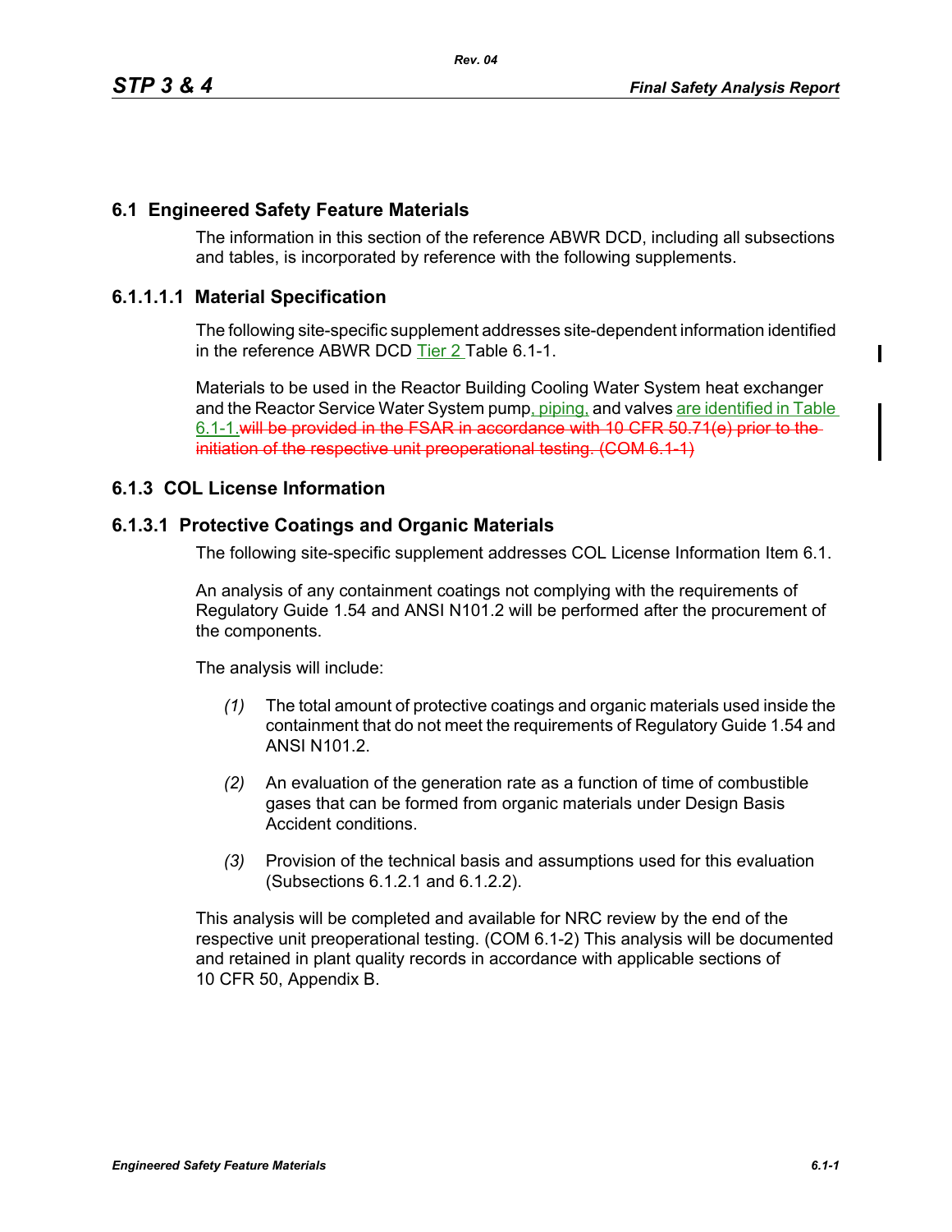## 6.1 Engineered Safety Feature Materials

The information in this section of the reference ABWR DCD, including all subsections and tables, is incorporated by reference with the following supplements.

### 6.1.1.1.1 Material Specification

The following site-specific supplement addresses site-dependent information identified in the reference ABWR DCD Tier 2 Table 6.1-1.

Materials to be used in the Reactor Building Cooling Water System heat exchanger and the Reactor Service Water System pump, piping, and valves are identified in Table 6.1-1.~~will be provided in the FSAR in accordance with 10 CFR 50.71(e) prior to the initiation of the respective unit preoperational testing. (COM 6.1-1)~~

### 6.1.3 COL License Information

### 6.1.3.1 Protective Coatings and Organic Materials

The following site-specific supplement addresses COL License Information Item 6.1.

An analysis of any containment coatings not complying with the requirements of Regulatory Guide 1.54 and ANSI N101.2 will be performed after the procurement of the components.

The analysis will include:

*(1)* The total amount of protective coatings and organic materials used inside the containment that do not meet the requirements of Regulatory Guide 1.54 and ANSI N101.2.

*(2)* An evaluation of the generation rate as a function of time of combustible gases that can be formed from organic materials under Design Basis Accident conditions.

*(3)* Provision of the technical basis and assumptions used for this evaluation (Subsections 6.1.2.1 and 6.1.2.2).

This analysis will be completed and available for NRC review by the end of the respective unit preoperational testing. (COM 6.1-2) This analysis will be documented and retained in plant quality records in accordance with applicable sections of 10 CFR 50, Appendix B.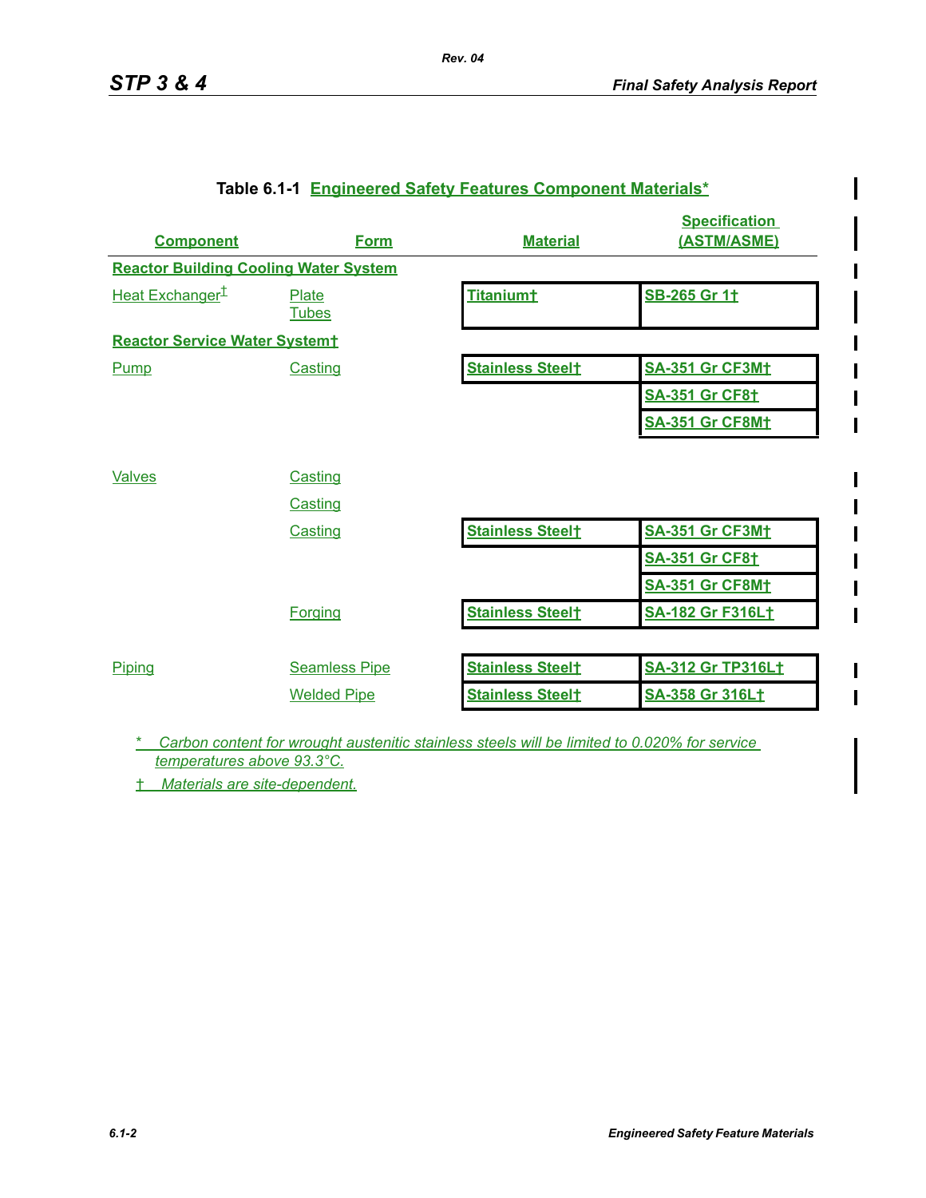**Table 6.1-1 Engineered Safety Features Component Materials***

| Component | Form | Material | Specification (ASTM/ASME) |
|---|---|---|---|
| **Reactor Building Cooling Water System** | | | |
| Heat Exchanger‡ | Plate Tubes | **Titanium†** | **SB-265 Gr 1†** |
| **Reactor Service Water System†** | | | |
| Pump | Casting | **Stainless Steel†** | **SA-351 Gr CF3M†** |
| | | | **SA-351 Gr CF8†** |
| | | | **SA-351 Gr CF8M†** |
| Valves | Casting | | |
| | Casting | | |
| | Casting | **Stainless Steel†** | **SA-351 Gr CF3M†** |
| | | | **SA-351 Gr CF8†** |
| | | | **SA-351 Gr CF8M†** |
| | Forging | **Stainless Steel†** | **SA-182 Gr F316L†** |
| Piping | Seamless Pipe | **Stainless Steel†** | **SA-312 Gr TP316L†** |
| | Welded Pipe | **Stainless Steel†** | **SA-358 Gr 316L†** |

*\* Carbon content for wrought austenitic stainless steels will be limited to 0.020% for service temperatures above 93.3°C.*

*† Materials are site-dependent.*